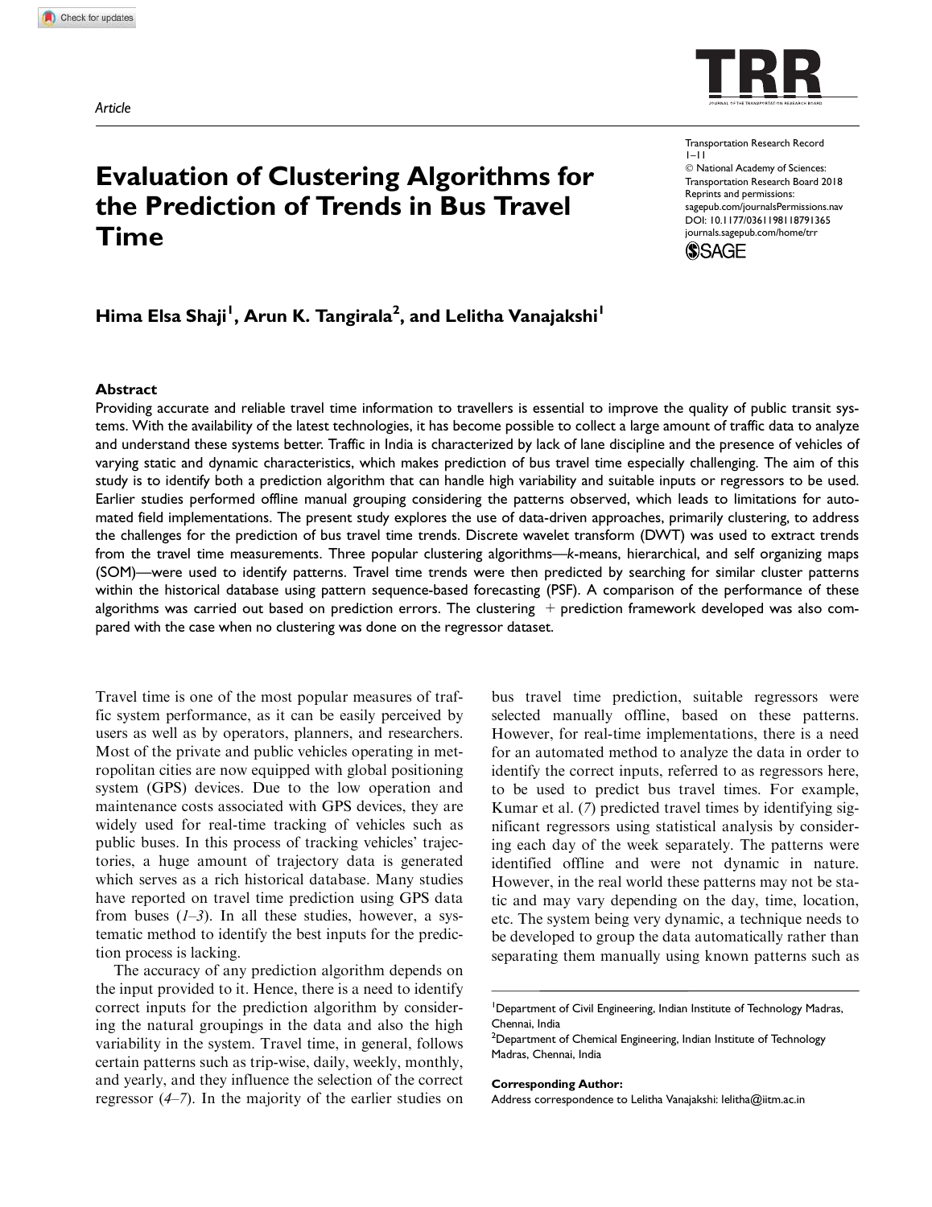Article

# Evaluation of Clustering Algorithms for the Prediction of Trends in Bus Travel Time

Transportation Research Record
© National Academy of Sciences: Transportation Research Board 2018
Reprints and permissions: sagepub.com/journalsPermissions.nav
DOI: 10.1177/0361198118791365
journals.sagepub.com/home/trr

**Hima Elsa Shaji[1], Arun K. Tangirala[2], and Lelitha Vanajakshi[1]**

## Abstract

Providing accurate and reliable travel time information to travellers is essential to improve the quality of public transit systems. With the availability of the latest technologies, it has become possible to collect a large amount of traffic data to analyze and understand these systems better. Traffic in India is characterized by lack of lane discipline and the presence of vehicles of varying static and dynamic characteristics, which makes prediction of bus travel time especially challenging. The aim of this study is to identify both a prediction algorithm that can handle high variability and suitable inputs or regressors to be used. Earlier studies performed offline manual grouping considering the patterns observed, which leads to limitations for automated field implementations. The present study explores the use of data-driven approaches, primarily clustering, to address the challenges for the prediction of bus travel time trends. Discrete wavelet transform (DWT) was used to extract trends from the travel time measurements. Three popular clustering algorithms—*k*-means, hierarchical, and self organizing maps (SOM)—were used to identify patterns. Travel time trends were then predicted by searching for similar cluster patterns within the historical database using pattern sequence-based forecasting (PSF). A comparison of the performance of these algorithms was carried out based on prediction errors. The clustering + prediction framework developed was also compared with the case when no clustering was done on the regressor dataset.

Travel time is one of the most popular measures of traffic system performance, as it can be easily perceived by users as well as by operators, planners, and researchers. Most of the private and public vehicles operating in metropolitan cities are now equipped with global positioning system (GPS) devices. Due to the low operation and maintenance costs associated with GPS devices, they are widely used for real-time tracking of vehicles such as public buses. In this process of tracking vehicles' trajectories, a huge amount of trajectory data is generated which serves as a rich historical database. Many studies have reported on travel time prediction using GPS data from buses (*1–3*). In all these studies, however, a systematic method to identify the best inputs for the prediction process is lacking.

The accuracy of any prediction algorithm depends on the input provided to it. Hence, there is a need to identify correct inputs for the prediction algorithm by considering the natural groupings in the data and also the high variability in the system. Travel time, in general, follows certain patterns such as trip-wise, daily, weekly, monthly, and yearly, and they influence the selection of the correct regressor (*4–7*). In the majority of the earlier studies on bus travel time prediction, suitable regressors were selected manually offline, based on these patterns. However, for real-time implementations, there is a need for an automated method to analyze the data in order to identify the correct inputs, referred to as regressors here, to be used to predict bus travel times. For example, Kumar et al. (*7*) predicted travel times by identifying significant regressors using statistical analysis by considering each day of the week separately. The patterns were identified offline and were not dynamic in nature. However, in the real world these patterns may not be static and may vary depending on the day, time, location, etc. The system being very dynamic, a technique needs to be developed to group the data automatically rather than separating them manually using known patterns such as

[1]Department of Civil Engineering, Indian Institute of Technology Madras, Chennai, India
[2]Department of Chemical Engineering, Indian Institute of Technology Madras, Chennai, India

**Corresponding Author:**
Address correspondence to Lelitha Vanajakshi: lelitha@iitm.ac.in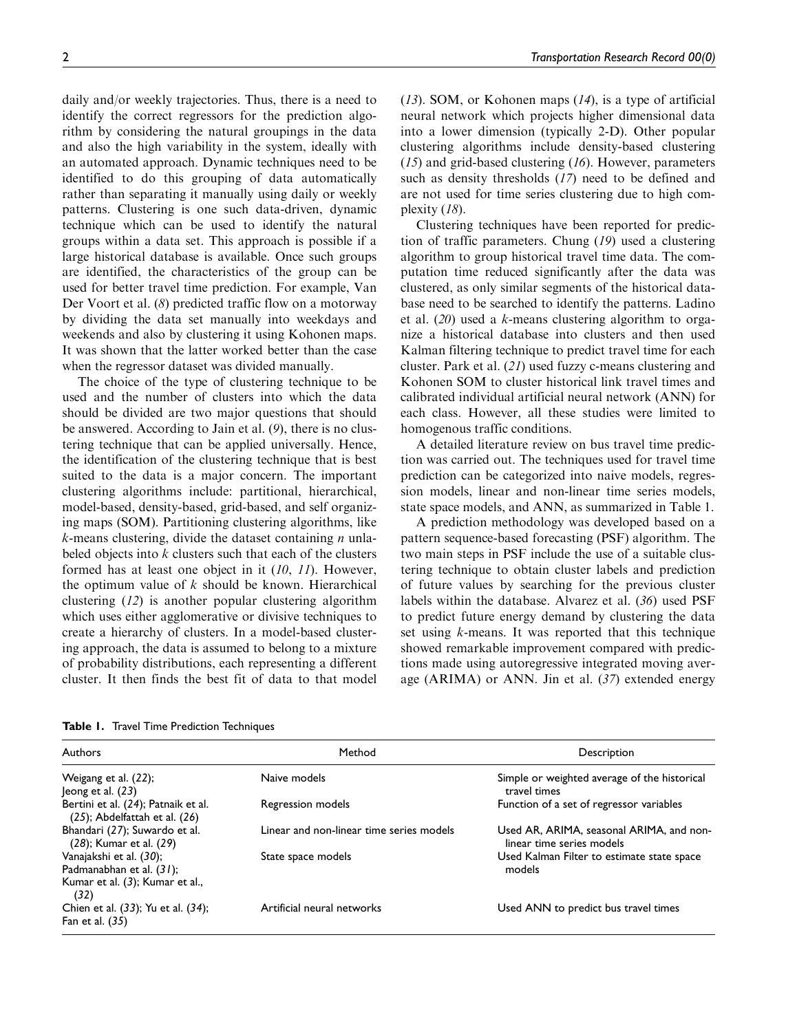daily and/or weekly trajectories. Thus, there is a need to identify the correct regressors for the prediction algorithm by considering the natural groupings in the data and also the high variability in the system, ideally with an automated approach. Dynamic techniques need to be identified to do this grouping of data automatically rather than separating it manually using daily or weekly patterns. Clustering is one such data-driven, dynamic technique which can be used to identify the natural groups within a data set. This approach is possible if a large historical database is available. Once such groups are identified, the characteristics of the group can be used for better travel time prediction. For example, Van Der Voort et al. (*8*) predicted traffic flow on a motorway by dividing the data set manually into weekdays and weekends and also by clustering it using Kohonen maps. It was shown that the latter worked better than the case when the regressor dataset was divided manually.

The choice of the type of clustering technique to be used and the number of clusters into which the data should be divided are two major questions that should be answered. According to Jain et al. (*9*), there is no clustering technique that can be applied universally. Hence, the identification of the clustering technique that is best suited to the data is a major concern. The important clustering algorithms include: partitional, hierarchical, model-based, density-based, grid-based, and self organizing maps (SOM). Partitioning clustering algorithms, like *k*-means clustering, divide the dataset containing *n* unlabeled objects into *k* clusters such that each of the clusters formed has at least one object in it (*10*, *11*). However, the optimum value of *k* should be known. Hierarchical clustering (*12*) is another popular clustering algorithm which uses either agglomerative or divisive techniques to create a hierarchy of clusters. In a model-based clustering approach, the data is assumed to belong to a mixture of probability distributions, each representing a different cluster. It then finds the best fit of data to that model (*13*). SOM, or Kohonen maps (*14*), is a type of artificial neural network which projects higher dimensional data into a lower dimension (typically 2-D). Other popular clustering algorithms include density-based clustering (*15*) and grid-based clustering (*16*). However, parameters such as density thresholds (*17*) need to be defined and are not used for time series clustering due to high complexity (*18*).

Clustering techniques have been reported for prediction of traffic parameters. Chung (*19*) used a clustering algorithm to group historical travel time data. The computation time reduced significantly after the data was clustered, as only similar segments of the historical database need to be searched to identify the patterns. Ladino et al. (*20*) used a *k*-means clustering algorithm to organize a historical database into clusters and then used Kalman filtering technique to predict travel time for each cluster. Park et al. (*21*) used fuzzy c-means clustering and Kohonen SOM to cluster historical link travel times and calibrated individual artificial neural network (ANN) for each class. However, all these studies were limited to homogenous traffic conditions.

A detailed literature review on bus travel time prediction was carried out. The techniques used for travel time prediction can be categorized into naive models, regression models, linear and non-linear time series models, state space models, and ANN, as summarized in Table 1.

A prediction methodology was developed based on a pattern sequence-based forecasting (PSF) algorithm. The two main steps in PSF include the use of a suitable clustering technique to obtain cluster labels and prediction of future values by searching for the previous cluster labels within the database. Alvarez et al. (*36*) used PSF to predict future energy demand by clustering the data set using *k*-means. It was reported that this technique showed remarkable improvement compared with predictions made using autoregressive integrated moving average (ARIMA) or ANN. Jin et al. (*37*) extended energy

**Table 1.** Travel Time Prediction Techniques

| Authors | Method | Description |
|---|---|---|
| Weigang et al. (*22*); Jeong et al. (*23*) | Naive models | Simple or weighted average of the historical travel times |
| Bertini et al. (*24*); Patnaik et al. (*25*); Abdelfattah et al. (*26*) | Regression models | Function of a set of regressor variables |
| Bhandari (*27*); Suwardo et al. (*28*); Kumar et al. (*29*) | Linear and non-linear time series models | Used AR, ARIMA, seasonal ARIMA, and non-linear time series models |
| Vanajakshi et al. (*30*); Padmanabhan et al. (*31*); Kumar et al. (*3*); Kumar et al., (*32*) | State space models | Used Kalman Filter to estimate state space models |
| Chien et al. (*33*); Yu et al. (*34*); Fan et al. (*35*) | Artificial neural networks | Used ANN to predict bus travel times |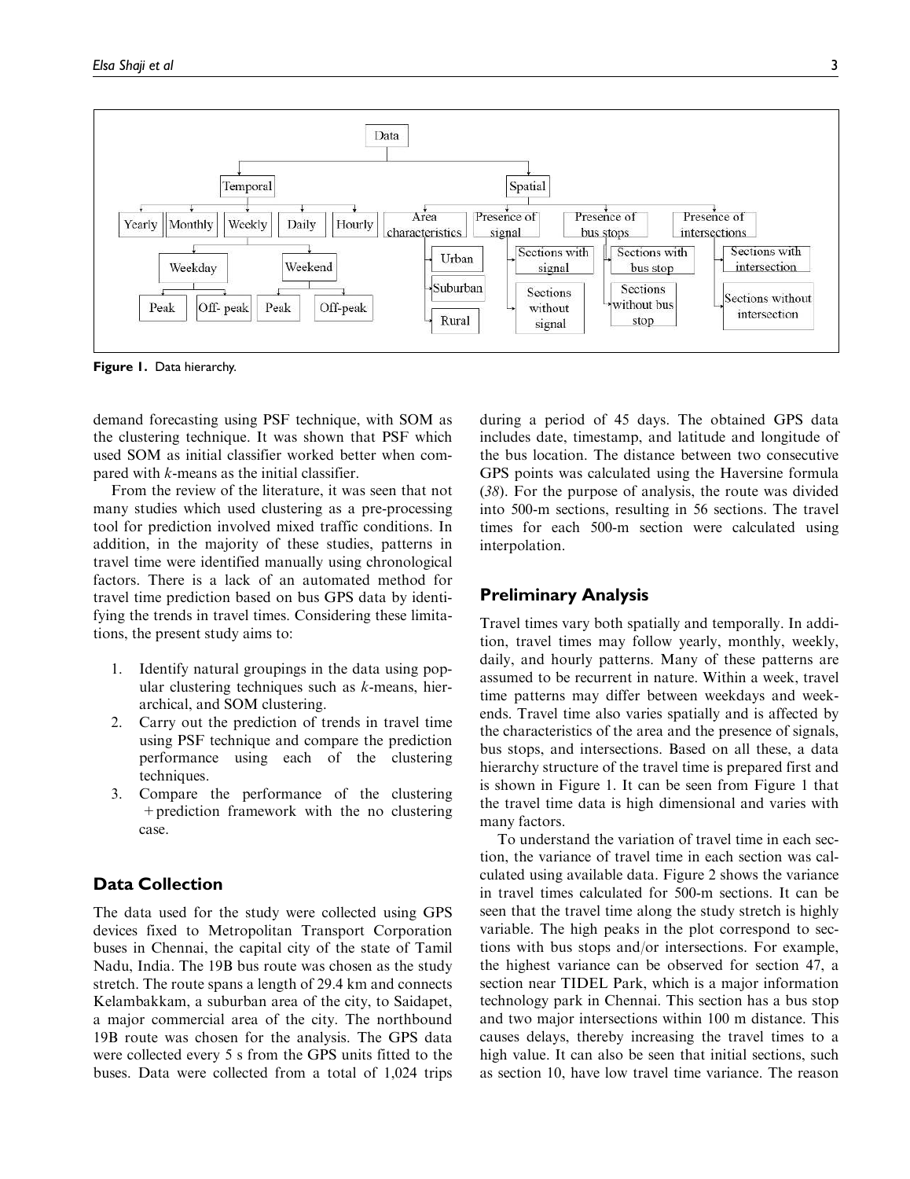Figure 1. Data hierarchy.

demand forecasting using PSF technique, with SOM as the clustering technique. It was shown that PSF which used SOM as initial classifier worked better when compared with $k$-means as the initial classifier.

From the review of the literature, it was seen that not many studies which used clustering as a pre-processing tool for prediction involved mixed traffic conditions. In addition, in the majority of these studies, patterns in travel time were identified manually using chronological factors. There is a lack of an automated method for travel time prediction based on bus GPS data by identifying the trends in travel times. Considering these limitations, the present study aims to:

1. Identify natural groupings in the data using popular clustering techniques such as $k$-means, hierarchical, and SOM clustering.
2. Carry out the prediction of trends in travel time using PSF technique and compare the prediction performance using each of the clustering techniques.
3. Compare the performance of the clustering + prediction framework with the no clustering case.

## Data Collection

The data used for the study were collected using GPS devices fixed to Metropolitan Transport Corporation buses in Chennai, the capital city of the state of Tamil Nadu, India. The 19B bus route was chosen as the study stretch. The route spans a length of 29.4 km and connects Kelambakkam, a suburban area of the city, to Saidapet, a major commercial area of the city. The northbound 19B route was chosen for the analysis. The GPS data were collected every 5 s from the GPS units fitted to the buses. Data were collected from a total of 1,024 trips during a period of 45 days. The obtained GPS data includes date, timestamp, and latitude and longitude of the bus location. The distance between two consecutive GPS points was calculated using the Haversine formula (*38*). For the purpose of analysis, the route was divided into 500-m sections, resulting in 56 sections. The travel times for each 500-m section were calculated using interpolation.

## Preliminary Analysis

Travel times vary both spatially and temporally. In addition, travel times may follow yearly, monthly, weekly, daily, and hourly patterns. Many of these patterns are assumed to be recurrent in nature. Within a week, travel time patterns may differ between weekdays and weekends. Travel time also varies spatially and is affected by the characteristics of the area and the presence of signals, bus stops, and intersections. Based on all these, a data hierarchy structure of the travel time is prepared first and is shown in Figure 1. It can be seen from Figure 1 that the travel time data is high dimensional and varies with many factors.

To understand the variation of travel time in each section, the variance of travel time in each section was calculated using available data. Figure 2 shows the variance in travel times calculated for 500-m sections. It can be seen that the travel time along the study stretch is highly variable. The high peaks in the plot correspond to sections with bus stops and/or intersections. For example, the highest variance can be observed for section 47, a section near TIDEL Park, which is a major information technology park in Chennai. This section has a bus stop and two major intersections within 100 m distance. This causes delays, thereby increasing the travel times to a high value. It can also be seen that initial sections, such as section 10, have low travel time variance. The reason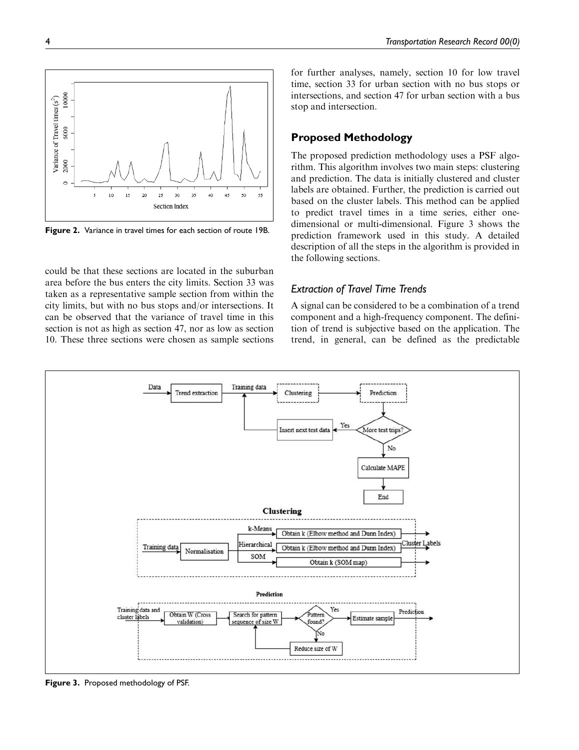Figure 2. Variance in travel times for each section of route 19B.

could be that these sections are located in the suburban area before the bus enters the city limits. Section 33 was taken as a representative sample section from within the city limits, but with no bus stops and/or intersections. It can be observed that the variance of travel time in this section is not as high as section 47, nor as low as section 10. These three sections were chosen as sample sections for further analyses, namely, section 10 for low travel time, section 33 for urban section with no bus stops or intersections, and section 47 for urban section with a bus stop and intersection.

## Proposed Methodology

The proposed prediction methodology uses a PSF algorithm. This algorithm involves two main steps: clustering and prediction. The data is initially clustered and cluster labels are obtained. Further, the prediction is carried out based on the cluster labels. This method can be applied to predict travel times in a time series, either one-dimensional or multi-dimensional. Figure 3 shows the prediction framework used in this study. A detailed description of all the steps in the algorithm is provided in the following sections.

### *Extraction of Travel Time Trends*

A signal can be considered to be a combination of a trend component and a high-frequency component. The definition of trend is subjective based on the application. The trend, in general, can be defined as the predictable

Figure 3. Proposed methodology of PSF.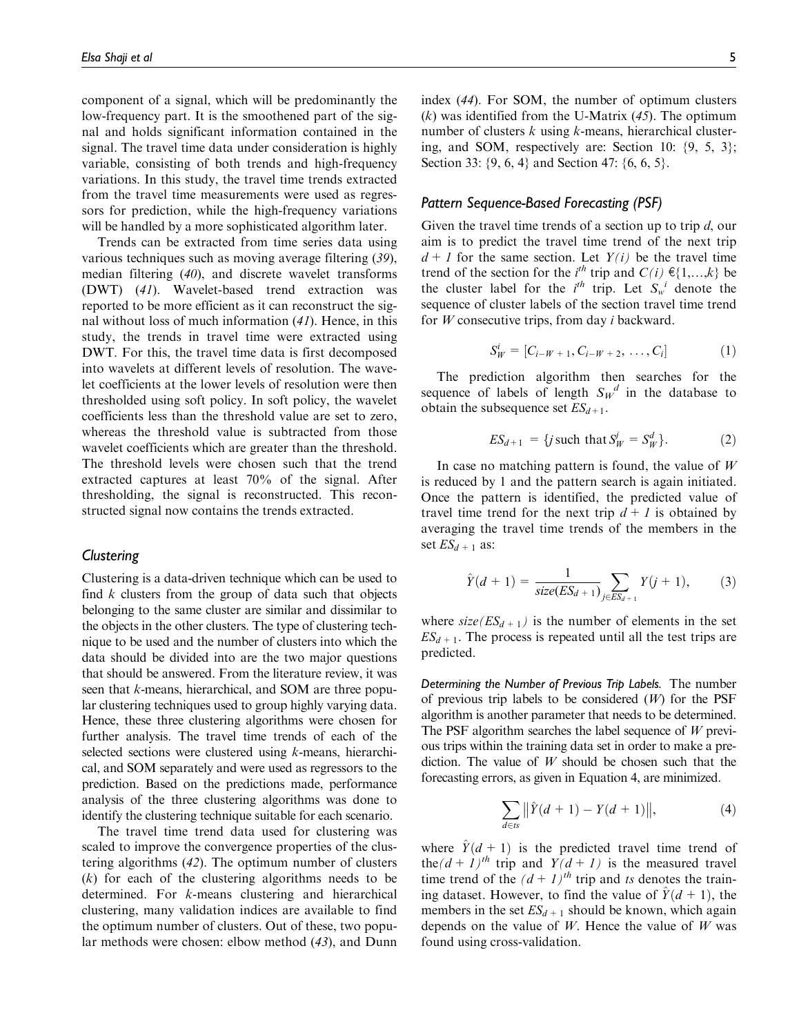component of a signal, which will be predominantly the low-frequency part. It is the smoothened part of the signal and holds significant information contained in the signal. The travel time data under consideration is highly variable, consisting of both trends and high-frequency variations. In this study, the travel time trends extracted from the travel time measurements were used as regressors for prediction, while the high-frequency variations will be handled by a more sophisticated algorithm later.

Trends can be extracted from time series data using various techniques such as moving average filtering (*39*), median filtering (*40*), and discrete wavelet transforms (DWT) (*41*). Wavelet-based trend extraction was reported to be more efficient as it can reconstruct the signal without loss of much information (*41*). Hence, in this study, the trends in travel time were extracted using DWT. For this, the travel time data is first decomposed into wavelets at different levels of resolution. The wavelet coefficients at the lower levels of resolution were then thresholded using soft policy. In soft policy, the wavelet coefficients less than the threshold value are set to zero, whereas the threshold value is subtracted from those wavelet coefficients which are greater than the threshold. The threshold levels were chosen such that the trend extracted captures at least 70% of the signal. After thresholding, the signal is reconstructed. This reconstructed signal now contains the trends extracted.

## *Clustering*

Clustering is a data-driven technique which can be used to find *k* clusters from the group of data such that objects belonging to the same cluster are similar and dissimilar to the objects in the other clusters. The type of clustering technique to be used and the number of clusters into which the data should be divided into are the two major questions that should be answered. From the literature review, it was seen that *k*-means, hierarchical, and SOM are three popular clustering techniques used to group highly varying data. Hence, these three clustering algorithms were chosen for further analysis. The travel time trends of each of the selected sections were clustered using *k*-means, hierarchical, and SOM separately and were used as regressors to the prediction. Based on the predictions made, performance analysis of the three clustering algorithms was done to identify the clustering technique suitable for each scenario.

The travel time trend data used for clustering was scaled to improve the convergence properties of the clustering algorithms (*42*). The optimum number of clusters (*k*) for each of the clustering algorithms needs to be determined. For *k*-means clustering and hierarchical clustering, many validation indices are available to find the optimum number of clusters. Out of these, two popular methods were chosen: elbow method (*43*), and Dunn index (*44*). For SOM, the number of optimum clusters (*k*) was identified from the U-Matrix (*45*). The optimum number of clusters *k* using *k*-means, hierarchical clustering, and SOM, respectively are: Section 10: {9, 5, 3}; Section 33: {9, 6, 4} and Section 47: {6, 6, 5}.

## *Pattern Sequence-Based Forecasting (PSF)*

Given the travel time trends of a section up to trip *d*, our aim is to predict the travel time trend of the next trip $d + 1$ for the same section. Let $Y(i)$ be the travel time trend of the section for the $i^{th}$ trip and $C(i) \in \{1,\ldots,k\}$ be the cluster label for the $i^{th}$ trip. Let $S_w{}^i$ denote the sequence of cluster labels of the section travel time trend for $W$ consecutive trips, from day $i$ backward.

$$S_W^i = [C_{i-W+1}, C_{i-W+2}, \ldots, C_i] \tag{1}$$

The prediction algorithm then searches for the sequence of labels of length $S_W{}^d$ in the database to obtain the subsequence set $ES_{d+1}$.

$$ES_{d+1} = \{j \text{ such that } S_W^j = S_W^d\}. \tag{2}$$

In case no matching pattern is found, the value of $W$ is reduced by 1 and the pattern search is again initiated. Once the pattern is identified, the predicted value of travel time trend for the next trip $d + 1$ is obtained by averaging the travel time trends of the members in the set $ES_{d+1}$ as:

$$\hat{Y}(d+1) = \frac{1}{size(ES_{d+1})} \sum_{j \in ES_{d+1}} Y(j+1), \tag{3}$$

where $size(ES_{d+1})$ is the number of elements in the set $ES_{d+1}$. The process is repeated until all the test trips are predicted.

### *Determining the Number of Previous Trip Labels.*

The number of previous trip labels to be considered ($W$) for the PSF algorithm is another parameter that needs to be determined. The PSF algorithm searches the label sequence of $W$ previous trips within the training data set in order to make a prediction. The value of $W$ should be chosen such that the forecasting errors, as given in Equation 4, are minimized.

$$\sum_{d \in ts} \left\| \hat{Y}(d+1) - Y(d+1) \right\|, \tag{4}$$

where $\hat{Y}(d+1)$ is the predicted travel time trend of the $(d+1)^{th}$ trip and $Y(d+1)$ is the measured travel time trend of the $(d+1)^{th}$ trip and $ts$ denotes the training dataset. However, to find the value of $\hat{Y}(d+1)$, the members in the set $ES_{d+1}$ should be known, which again depends on the value of $W$. Hence the value of $W$ was found using cross-validation.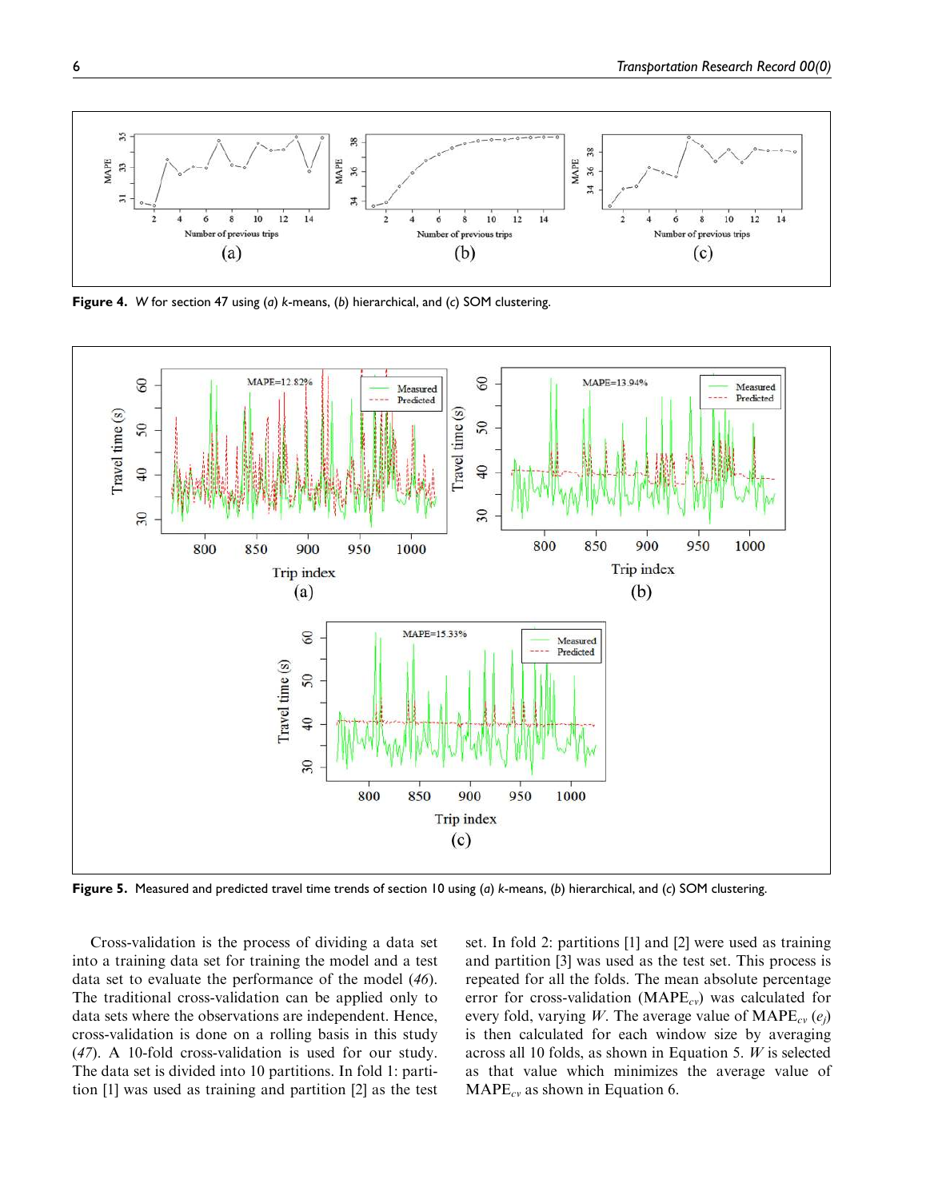**Figure 4.** *W* for section 47 using (*a*) *k*-means, (*b*) hierarchical, and (*c*) SOM clustering.

**Figure 5.** Measured and predicted travel time trends of section 10 using (*a*) *k*-means, (*b*) hierarchical, and (*c*) SOM clustering.

Cross-validation is the process of dividing a data set into a training data set for training the model and a test data set to evaluate the performance of the model (*46*). The traditional cross-validation can be applied only to data sets where the observations are independent. Hence, cross-validation is done on a rolling basis in this study (*47*). A 10-fold cross-validation is used for our study. The data set is divided into 10 partitions. In fold 1: partition [1] was used as training and partition [2] as the test set. In fold 2: partitions [1] and [2] were used as training and partition [3] was used as the test set. This process is repeated for all the folds. The mean absolute percentage error for cross-validation ($MAPE_{cv}$) was calculated for every fold, varying $W$. The average value of $MAPE_{cv}$ ($e_j$) is then calculated for each window size by averaging across all 10 folds, as shown in Equation 5. $W$ is selected as that value which minimizes the average value of $MAPE_{cv}$ as shown in Equation 6.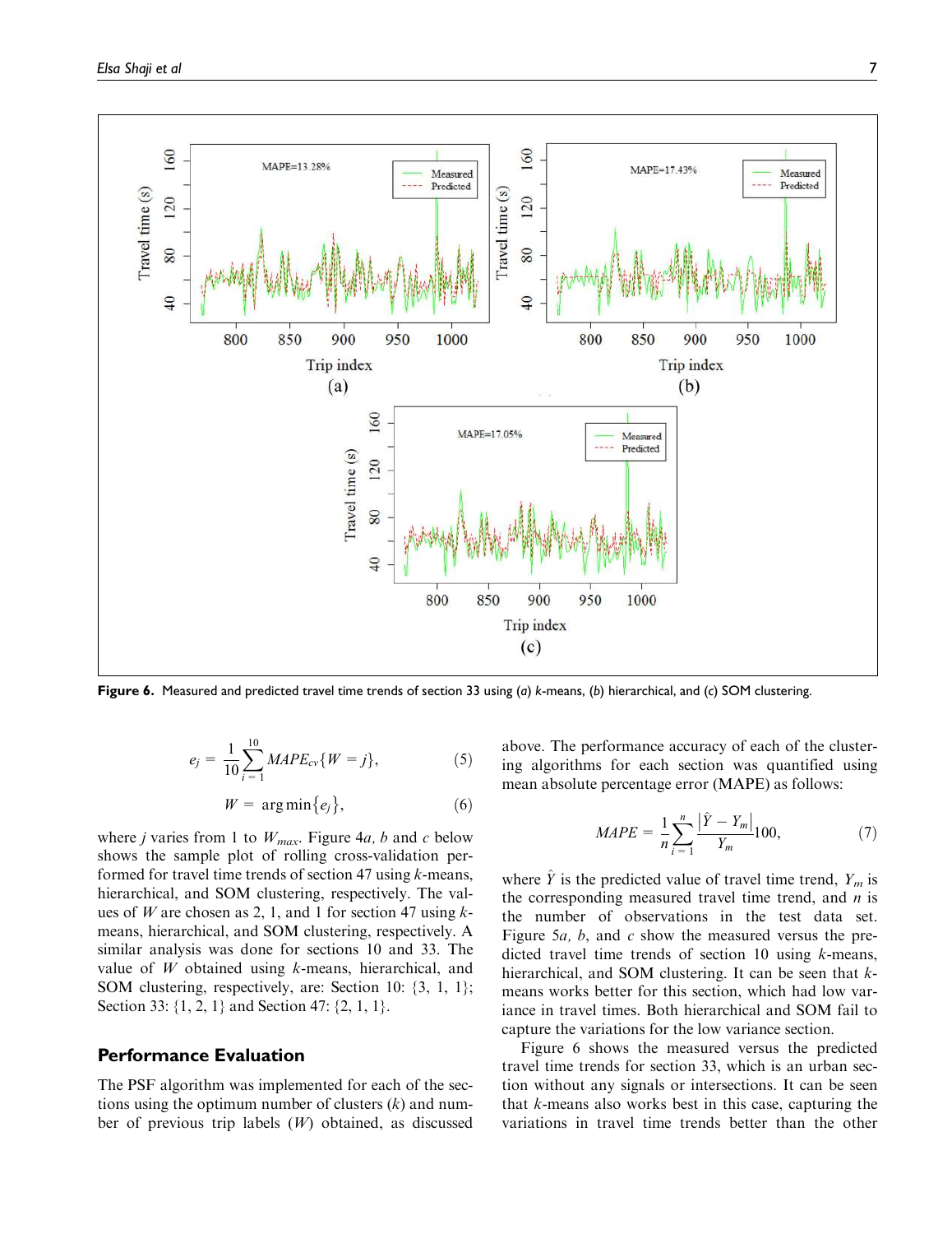Figure 6. Measured and predicted travel time trends of section 33 using (a) k-means, (b) hierarchical, and (c) SOM clustering.

$$e_j = \frac{1}{10}\sum_{i=1}^{10} MAPE_{cv}\{W = j\}, \tag{5}$$

$$W = \arg\min\{e_j\}, \tag{6}$$

where $j$ varies from 1 to $W_{max}$. Figure 4*a*, *b* and *c* below shows the sample plot of rolling cross-validation performed for travel time trends of section 47 using *k*-means, hierarchical, and SOM clustering, respectively. The values of $W$ are chosen as 2, 1, and 1 for section 47 using *k*-means, hierarchical, and SOM clustering, respectively. A similar analysis was done for sections 10 and 33. The value of $W$ obtained using *k*-means, hierarchical, and SOM clustering, respectively, are: Section 10: {3, 1, 1}; Section 33: {1, 2, 1} and Section 47: {2, 1, 1}.

## Performance Evaluation

The PSF algorithm was implemented for each of the sections using the optimum number of clusters ($k$) and number of previous trip labels ($W$) obtained, as discussed above. The performance accuracy of each of the clustering algorithms for each section was quantified using mean absolute percentage error (MAPE) as follows:

$$MAPE = \frac{1}{n}\sum_{i=1}^{n}\frac{|\hat{Y} - Y_m|}{Y_m}100, \tag{7}$$

where $\hat{Y}$ is the predicted value of travel time trend, $Y_m$ is the corresponding measured travel time trend, and $n$ is the number of observations in the test data set. Figure 5*a*, *b*, and *c* show the measured versus the predicted travel time trends of section 10 using *k*-means, hierarchical, and SOM clustering. It can be seen that *k*-means works better for this section, which had low variance in travel times. Both hierarchical and SOM fail to capture the variations for the low variance section.

Figure 6 shows the measured versus the predicted travel time trends for section 33, which is an urban section without any signals or intersections. It can be seen that *k*-means also works best in this case, capturing the variations in travel time trends better than the other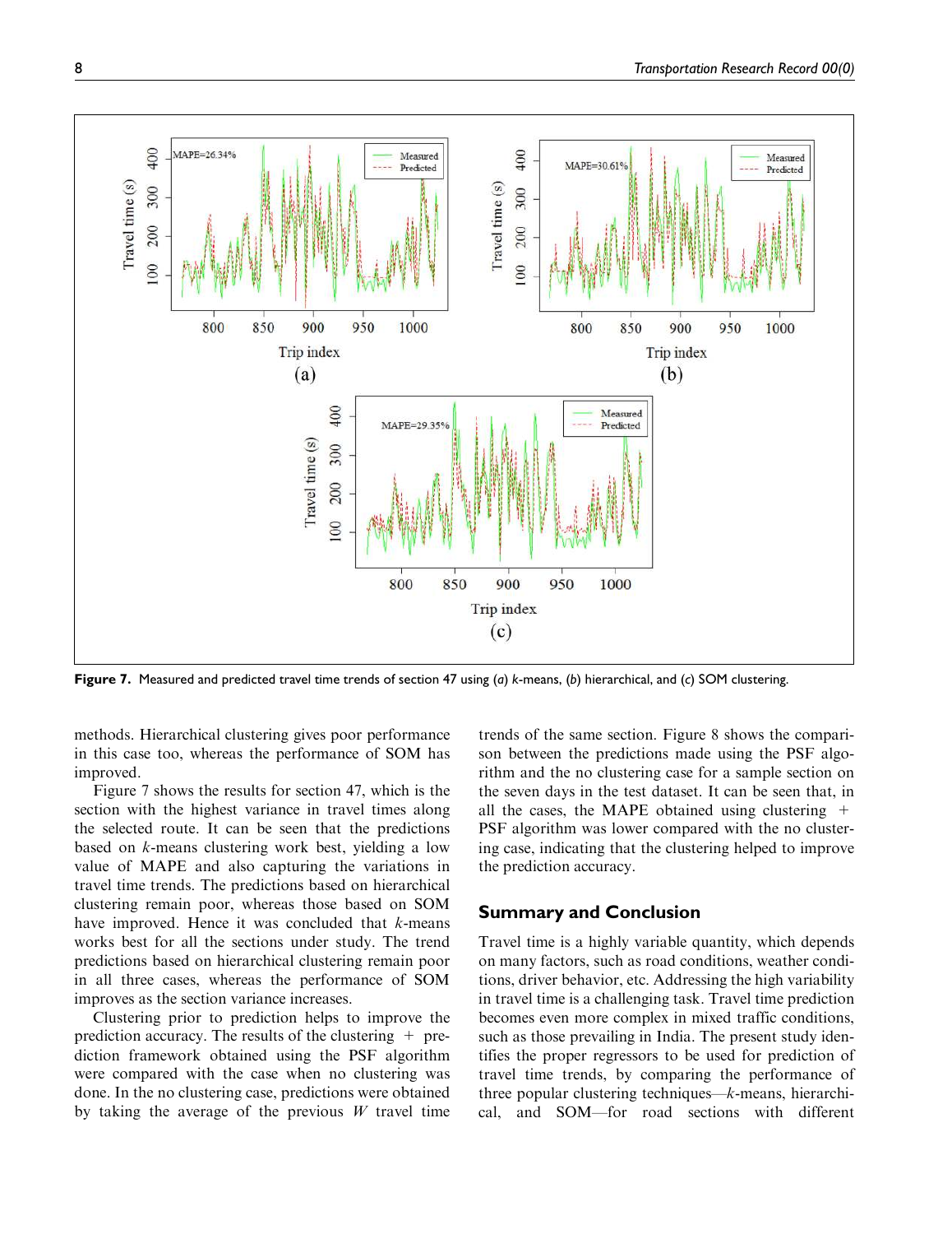Figure 7. Measured and predicted travel time trends of section 47 using (a) $k$-means, (b) hierarchical, and (c) SOM clustering.

methods. Hierarchical clustering gives poor performance in this case too, whereas the performance of SOM has improved.

Figure 7 shows the results for section 47, which is the section with the highest variance in travel times along the selected route. It can be seen that the predictions based on $k$-means clustering work best, yielding a low value of MAPE and also capturing the variations in travel time trends. The predictions based on hierarchical clustering remain poor, whereas those based on SOM have improved. Hence it was concluded that $k$-means works best for all the sections under study. The trend predictions based on hierarchical clustering remain poor in all three cases, whereas the performance of SOM improves as the section variance increases.

Clustering prior to prediction helps to improve the prediction accuracy. The results of the clustering + prediction framework obtained using the PSF algorithm were compared with the case when no clustering was done. In the no clustering case, predictions were obtained by taking the average of the previous $W$ travel time trends of the same section. Figure 8 shows the comparison between the predictions made using the PSF algorithm and the no clustering case for a sample section on the seven days in the test dataset. It can be seen that, in all the cases, the MAPE obtained using clustering + PSF algorithm was lower compared with the no clustering case, indicating that the clustering helped to improve the prediction accuracy.

## Summary and Conclusion

Travel time is a highly variable quantity, which depends on many factors, such as road conditions, weather conditions, driver behavior, etc. Addressing the high variability in travel time is a challenging task. Travel time prediction becomes even more complex in mixed traffic conditions, such as those prevailing in India. The present study identifies the proper regressors to be used for prediction of travel time trends, by comparing the performance of three popular clustering techniques—$k$-means, hierarchical, and SOM—for road sections with different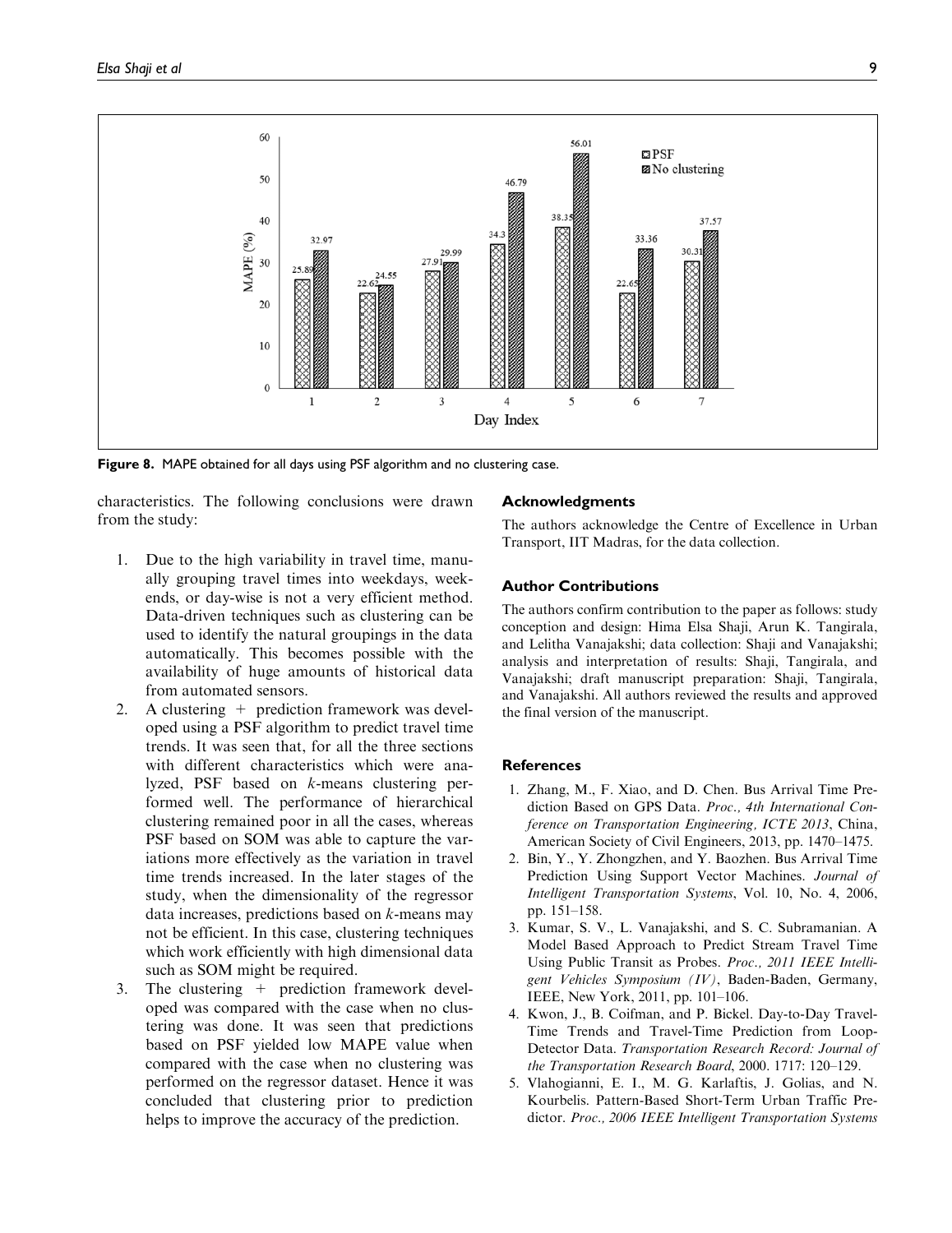Figure 8. MAPE obtained for all days using PSF algorithm and no clustering case.

characteristics. The following conclusions were drawn from the study:

1. Due to the high variability in travel time, manually grouping travel times into weekdays, weekends, or day-wise is not a very efficient method. Data-driven techniques such as clustering can be used to identify the natural groupings in the data automatically. This becomes possible with the availability of huge amounts of historical data from automated sensors.
2. A clustering + prediction framework was developed using a PSF algorithm to predict travel time trends. It was seen that, for all the three sections with different characteristics which were analyzed, PSF based on *k*-means clustering performed well. The performance of hierarchical clustering remained poor in all the cases, whereas PSF based on SOM was able to capture the variations more effectively as the variation in travel time trends increased. In the later stages of the study, when the dimensionality of the regressor data increases, predictions based on *k*-means may not be efficient. In this case, clustering techniques which work efficiently with high dimensional data such as SOM might be required.
3. The clustering + prediction framework developed was compared with the case when no clustering was done. It was seen that predictions based on PSF yielded low MAPE value when compared with the case when no clustering was performed on the regressor dataset. Hence it was concluded that clustering prior to prediction helps to improve the accuracy of the prediction.

## Acknowledgments

The authors acknowledge the Centre of Excellence in Urban Transport, IIT Madras, for the data collection.

## Author Contributions

The authors confirm contribution to the paper as follows: study conception and design: Hima Elsa Shaji, Arun K. Tangirala, and Lelitha Vanajakshi; data collection: Shaji and Vanajakshi; analysis and interpretation of results: Shaji, Tangirala, and Vanajakshi; draft manuscript preparation: Shaji, Tangirala, and Vanajakshi. All authors reviewed the results and approved the final version of the manuscript.

## References

1. Zhang, M., F. Xiao, and D. Chen. Bus Arrival Time Prediction Based on GPS Data. *Proc., 4th International Conference on Transportation Engineering, ICTE 2013*, China, American Society of Civil Engineers, 2013, pp. 1470–1475.
2. Bin, Y., Y. Zhongzhen, and Y. Baozhen. Bus Arrival Time Prediction Using Support Vector Machines. *Journal of Intelligent Transportation Systems*, Vol. 10, No. 4, 2006, pp. 151–158.
3. Kumar, S. V., L. Vanajakshi, and S. C. Subramanian. A Model Based Approach to Predict Stream Travel Time Using Public Transit as Probes. *Proc., 2011 IEEE Intelligent Vehicles Symposium (IV)*, Baden-Baden, Germany, IEEE, New York, 2011, pp. 101–106.
4. Kwon, J., B. Coifman, and P. Bickel. Day-to-Day Travel-Time Trends and Travel-Time Prediction from Loop-Detector Data. *Transportation Research Record: Journal of the Transportation Research Board*, 2000. 1717: 120–129.
5. Vlahogianni, E. I., M. G. Karlaftis, J. Golias, and N. Kourbelis. Pattern-Based Short-Term Urban Traffic Predictor. *Proc., 2006 IEEE Intelligent Transportation Systems*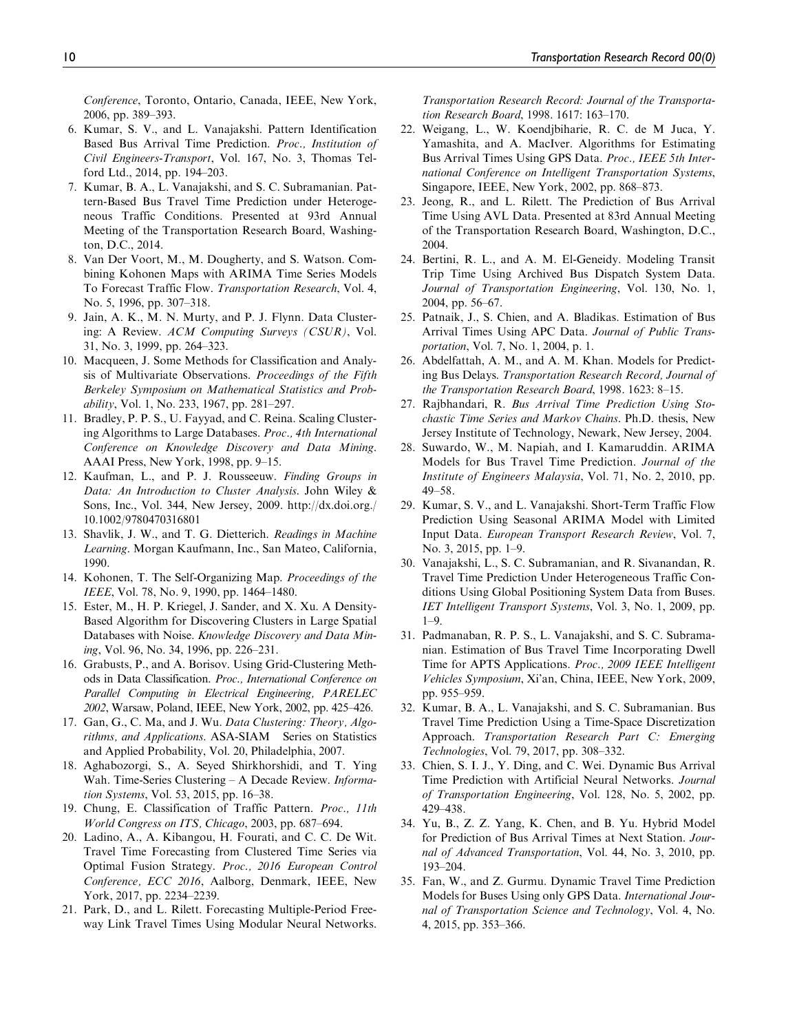*Conference*, Toronto, Ontario, Canada, IEEE, New York, 2006, pp. 389–393.

6. Kumar, S. V., and L. Vanajakshi. Pattern Identification Based Bus Arrival Time Prediction. *Proc., Institution of Civil Engineers-Transport*, Vol. 167, No. 3, Thomas Telford Ltd., 2014, pp. 194–203.
7. Kumar, B. A., L. Vanajakshi, and S. C. Subramanian. Pattern-Based Bus Travel Time Prediction under Heterogeneous Traffic Conditions. Presented at 93rd Annual Meeting of the Transportation Research Board, Washington, D.C., 2014.
8. Van Der Voort, M., M. Dougherty, and S. Watson. Combining Kohonen Maps with ARIMA Time Series Models To Forecast Traffic Flow. *Transportation Research*, Vol. 4, No. 5, 1996, pp. 307–318.
9. Jain, A. K., M. N. Murty, and P. J. Flynn. Data Clustering: A Review. *ACM Computing Surveys (CSUR)*, Vol. 31, No. 3, 1999, pp. 264–323.
10. Macqueen, J. Some Methods for Classification and Analysis of Multivariate Observations. *Proceedings of the Fifth Berkeley Symposium on Mathematical Statistics and Probability*, Vol. 1, No. 233, 1967, pp. 281–297.
11. Bradley, P. P. S., U. Fayyad, and C. Reina. Scaling Clustering Algorithms to Large Databases. *Proc., 4th International Conference on Knowledge Discovery and Data Mining*. AAAI Press, New York, 1998, pp. 9–15.
12. Kaufman, L., and P. J. Rousseeuw. *Finding Groups in Data: An Introduction to Cluster Analysis*. John Wiley & Sons, Inc., Vol. 344, New Jersey, 2009. http://dx.doi.org./10.1002/9780470316801
13. Shavlik, J. W., and T. G. Dietterich. *Readings in Machine Learning*. Morgan Kaufmann, Inc., San Mateo, California, 1990.
14. Kohonen, T. The Self-Organizing Map. *Proceedings of the IEEE*, Vol. 78, No. 9, 1990, pp. 1464–1480.
15. Ester, M., H. P. Kriegel, J. Sander, and X. Xu. A Density-Based Algorithm for Discovering Clusters in Large Spatial Databases with Noise. *Knowledge Discovery and Data Mining*, Vol. 96, No. 34, 1996, pp. 226–231.
16. Grabusts, P., and A. Borisov. Using Grid-Clustering Methods in Data Classification. *Proc., International Conference on Parallel Computing in Electrical Engineering, PARELEC 2002*, Warsaw, Poland, IEEE, New York, 2002, pp. 425–426.
17. Gan, G., C. Ma, and J. Wu. *Data Clustering: Theory, Algorithms, and Applications*. ASA-SIAM Series on Statistics and Applied Probability, Vol. 20, Philadelphia, 2007.
18. Aghabozorgi, S., A. Seyed Shirkhorshidi, and T. Ying Wah. Time-Series Clustering – A Decade Review. *Information Systems*, Vol. 53, 2015, pp. 16–38.
19. Chung, E. Classification of Traffic Pattern. *Proc., 11th World Congress on ITS, Chicago*, 2003, pp. 687–694.
20. Ladino, A., A. Kibangou, H. Fourati, and C. C. De Wit. Travel Time Forecasting from Clustered Time Series via Optimal Fusion Strategy. *Proc., 2016 European Control Conference, ECC 2016*, Aalborg, Denmark, IEEE, New York, 2017, pp. 2234–2239.
21. Park, D., and L. Rilett. Forecasting Multiple-Period Freeway Link Travel Times Using Modular Neural Networks. *Transportation Research Record: Journal of the Transportation Research Board*, 1998. 1617: 163–170.
22. Weigang, L., W. Koendjbiharie, R. C. de M Juca, Y. Yamashita, and A. MacIver. Algorithms for Estimating Bus Arrival Times Using GPS Data. *Proc., IEEE 5th International Conference on Intelligent Transportation Systems*, Singapore, IEEE, New York, 2002, pp. 868–873.
23. Jeong, R., and L. Rilett. The Prediction of Bus Arrival Time Using AVL Data. Presented at 83rd Annual Meeting of the Transportation Research Board, Washington, D.C., 2004.
24. Bertini, R. L., and A. M. El-Geneidy. Modeling Transit Trip Time Using Archived Bus Dispatch System Data. *Journal of Transportation Engineering*, Vol. 130, No. 1, 2004, pp. 56–67.
25. Patnaik, J., S. Chien, and A. Bladikas. Estimation of Bus Arrival Times Using APC Data. *Journal of Public Transportation*, Vol. 7, No. 1, 2004, p. 1.
26. Abdelfattah, A. M., and A. M. Khan. Models for Predicting Bus Delays. *Transportation Research Record, Journal of the Transportation Research Board*, 1998. 1623: 8–15.
27. Rajbhandari, R. *Bus Arrival Time Prediction Using Stochastic Time Series and Markov Chains*. Ph.D. thesis, New Jersey Institute of Technology, Newark, New Jersey, 2004.
28. Suwardo, W., M. Napiah, and I. Kamaruddin. ARIMA Models for Bus Travel Time Prediction. *Journal of the Institute of Engineers Malaysia*, Vol. 71, No. 2, 2010, pp. 49–58.
29. Kumar, S. V., and L. Vanajakshi. Short-Term Traffic Flow Prediction Using Seasonal ARIMA Model with Limited Input Data. *European Transport Research Review*, Vol. 7, No. 3, 2015, pp. 1–9.
30. Vanajakshi, L., S. C. Subramanian, and R. Sivanandan, R. Travel Time Prediction Under Heterogeneous Traffic Conditions Using Global Positioning System Data from Buses. *IET Intelligent Transport Systems*, Vol. 3, No. 1, 2009, pp. 1–9.
31. Padmanaban, R. P. S., L. Vanajakshi, and S. C. Subramanian. Estimation of Bus Travel Time Incorporating Dwell Time for APTS Applications. *Proc., 2009 IEEE Intelligent Vehicles Symposium*, Xi'an, China, IEEE, New York, 2009, pp. 955–959.
32. Kumar, B. A., L. Vanajakshi, and S. C. Subramanian. Bus Travel Time Prediction Using a Time-Space Discretization Approach. *Transportation Research Part C: Emerging Technologies*, Vol. 79, 2017, pp. 308–332.
33. Chien, S. I. J., Y. Ding, and C. Wei. Dynamic Bus Arrival Time Prediction with Artificial Neural Networks. *Journal of Transportation Engineering*, Vol. 128, No. 5, 2002, pp. 429–438.
34. Yu, B., Z. Z. Yang, K. Chen, and B. Yu. Hybrid Model for Prediction of Bus Arrival Times at Next Station. *Journal of Advanced Transportation*, Vol. 44, No. 3, 2010, pp. 193–204.
35. Fan, W., and Z. Gurmu. Dynamic Travel Time Prediction Models for Buses Using only GPS Data. *International Journal of Transportation Science and Technology*, Vol. 4, No. 4, 2015, pp. 353–366.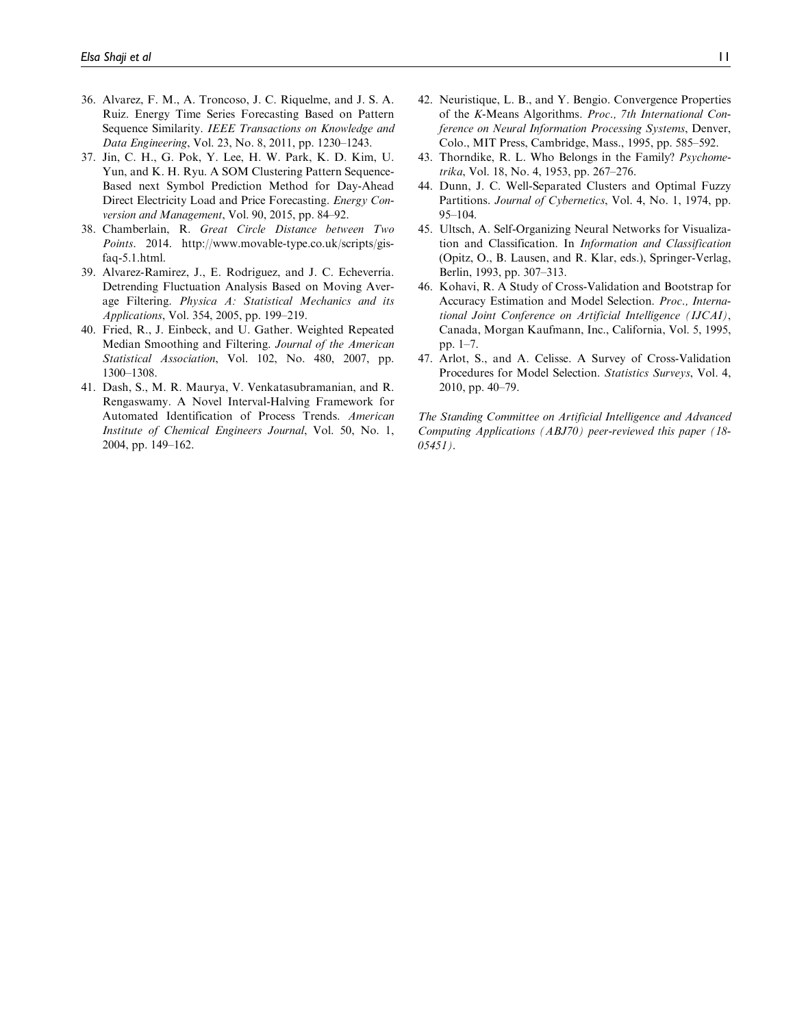36. Alvarez, F. M., A. Troncoso, J. C. Riquelme, and J. S. A. Ruiz. Energy Time Series Forecasting Based on Pattern Sequence Similarity. *IEEE Transactions on Knowledge and Data Engineering*, Vol. 23, No. 8, 2011, pp. 1230–1243.
37. Jin, C. H., G. Pok, Y. Lee, H. W. Park, K. D. Kim, U. Yun, and K. H. Ryu. A SOM Clustering Pattern Sequence-Based next Symbol Prediction Method for Day-Ahead Direct Electricity Load and Price Forecasting. *Energy Conversion and Management*, Vol. 90, 2015, pp. 84–92.
38. Chamberlain, R. *Great Circle Distance between Two Points*. 2014. http://www.movable-type.co.uk/scripts/gis-faq-5.1.html.
39. Alvarez-Ramirez, J., E. Rodriguez, and J. C. Echeverría. Detrending Fluctuation Analysis Based on Moving Average Filtering. *Physica A: Statistical Mechanics and its Applications*, Vol. 354, 2005, pp. 199–219.
40. Fried, R., J. Einbeck, and U. Gather. Weighted Repeated Median Smoothing and Filtering. *Journal of the American Statistical Association*, Vol. 102, No. 480, 2007, pp. 1300–1308.
41. Dash, S., M. R. Maurya, V. Venkatasubramanian, and R. Rengaswamy. A Novel Interval-Halving Framework for Automated Identification of Process Trends. *American Institute of Chemical Engineers Journal*, Vol. 50, No. 1, 2004, pp. 149–162.
42. Neuristique, L. B., and Y. Bengio. Convergence Properties of the *K*-Means Algorithms. *Proc., 7th International Conference on Neural Information Processing Systems*, Denver, Colo., MIT Press, Cambridge, Mass., 1995, pp. 585–592.
43. Thorndike, R. L. Who Belongs in the Family? *Psychometrika*, Vol. 18, No. 4, 1953, pp. 267–276.
44. Dunn, J. C. Well-Separated Clusters and Optimal Fuzzy Partitions. *Journal of Cybernetics*, Vol. 4, No. 1, 1974, pp. 95–104.
45. Ultsch, A. Self-Organizing Neural Networks for Visualization and Classification. In *Information and Classification* (Opitz, O., B. Lausen, and R. Klar, eds.), Springer-Verlag, Berlin, 1993, pp. 307–313.
46. Kohavi, R. A Study of Cross-Validation and Bootstrap for Accuracy Estimation and Model Selection. *Proc., International Joint Conference on Artificial Intelligence (IJCAI)*, Canada, Morgan Kaufmann, Inc., California, Vol. 5, 1995, pp. 1–7.
47. Arlot, S., and A. Celisse. A Survey of Cross-Validation Procedures for Model Selection. *Statistics Surveys*, Vol. 4, 2010, pp. 40–79.

*The Standing Committee on Artificial Intelligence and Advanced Computing Applications (ABJ70) peer-reviewed this paper (18-05451).*